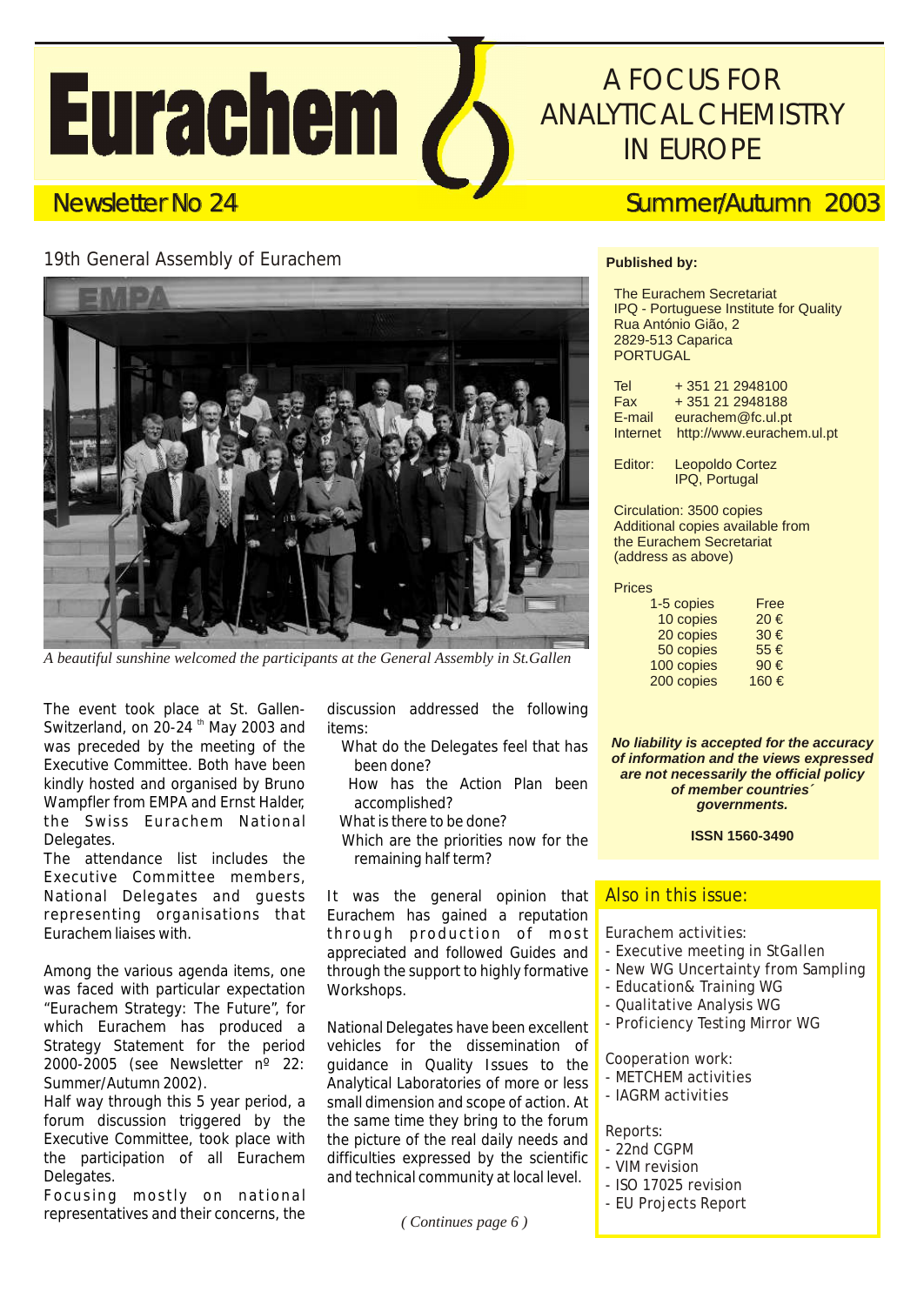# Eurachem

A FOCUS FOR ANALYTICAL CHEMISTRY IN EUROPE

Newsletter No 24 — Summer/Autumn 2003

## 19th General Assembly of Eurachem

*A beautiful sunshine welcomed the participants at the General Assembly in St.Gallen*

The event took place at St. Gallen-Switzerland, on 20-24 th May 2003 and was preceded by the meeting of the Executive Committee. Both have been kindly hosted and organised by Bruno Wampfler from EMPA and Ernst Halder, the Swiss Eurachem National Delegates.

The attendance list includes the Executive Committee members, National Delegates and guests representing organisations that Eurachem liaises with.

Among the various agenda items, one was faced with particular expectation "Eurachem Strategy: The Future", for which Eurachem has produced a Strategy Statement for the period 2000-2005 (see Newsletter nº 22: Summer/Autumn 2002).

Half way through this 5 year period, a forum discussion triggered by the Executive Committee, took place with the participation of all Eurachem Delegates.

Focusing mostly on national representatives and their concerns, the discussion addressed the following items:

- What do the Delegates feel that has been done?
- How has the Action Plan been accomplished?
- What is there to be done?
- Which are the priorities now for the remaining half term?

It was the general opinion that Eurachem has gained a reputation through production of most appreciated and followed Guides and through the support to highly formative Workshops.

National Delegates have been excellent vehicles for the dissemination of guidance in Quality Issues to the Analytical Laboratories of more or less small dimension and scope of action. At the same time they bring to the forum the picture of the real daily needs and difficulties expressed by the scientific and technical community at local level.

*( Continues page 6 )*

**Published by:**

The Eurachem Secretariat
IPQ - Portuguese Institute for Quality
Rua António Gião, 2
2829-513 Caparica
PORTUGAL

| | |
|---|---|
| Tel | + 351 21 2948100 |
| Fax | + 351 21 2948188 |
| E-mail | eurachem@fc.ul.pt |
| Internet | http://www.eurachem.ul.pt |

Editor: Leopoldo Cortez, IPQ, Portugal

Circulation: 3500 copies
Additional copies available from the Eurachem Secretariat (address as above)

Prices

| | |
|---|---|
| 1-5 copies | Free |
| 10 copies | 20 € |
| 20 copies | 30 € |
| 50 copies | 55 € |
| 100 copies | 90 € |
| 200 copies | 160 € |

***No liability is accepted for the accuracy of information and the views expressed are not necessarily the official policy of member countries´ governments.***

**ISSN 1560-3490**

## Also in this issue:

Eurachem activities:
- Executive meeting in StGallen
- New WG Uncertainty from Sampling
- Education& Training WG
- Qualitative Analysis WG
- Proficiency Testing Mirror WG

Cooperation work:
- METCHEM activities
- IAGRM activities

Reports:
- 22nd CGPM
- VIM revision
- ISO 17025 revision
- EU Projects Report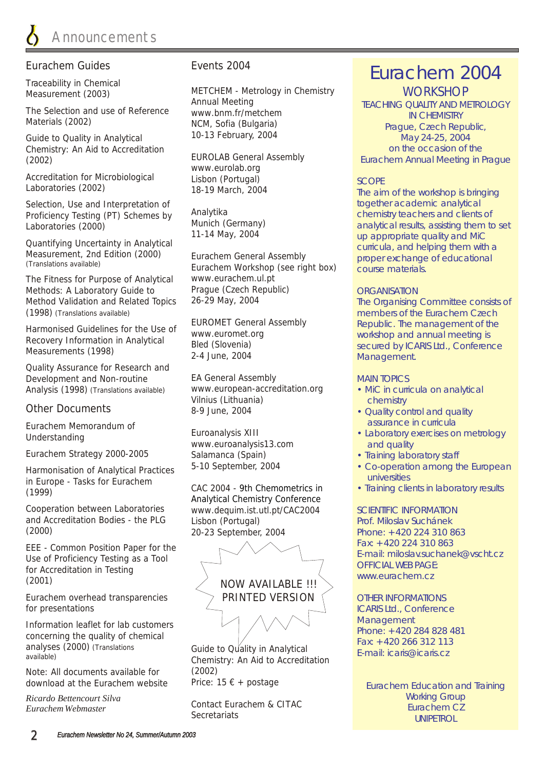# Announcements

## Eurachem Guides

Traceability in Chemical Measurement (2003)

The Selection and use of Reference Materials (2002)

Guide to Quality in Analytical Chemistry: An Aid to Accreditation (2002)

Accreditation for Microbiological Laboratories (2002)

Selection, Use and Interpretation of Proficiency Testing (PT) Schemes by Laboratories (2000)

Quantifying Uncertainty in Analytical Measurement, 2nd Edition (2000) (Translations available)

The Fitness for Purpose of Analytical Methods: A Laboratory Guide to Method Validation and Related Topics (1998) (Translations available)

Harmonised Guidelines for the Use of Recovery Information in Analytical Measurements (1998)

Quality Assurance for Research and Development and Non-routine Analysis (1998) (Translations available)

## Other Documents

Eurachem Memorandum of Understanding

Eurachem Strategy 2000-2005

Harmonisation of Analytical Practices in Europe - Tasks for Eurachem (1999)

Cooperation between Laboratories and Accreditation Bodies - the PLG (2000)

EEE - Common Position Paper for the Use of Proficiency Testing as a Tool for Accreditation in Testing (2001)

Eurachem overhead transparencies for presentations

Information leaflet for lab customers concerning the quality of chemical analyses (2000) (Translations available)

Note: All documents available for download at the Eurachem website

*Ricardo Bettencourt Silva*
*Eurachem Webmaster*

## Events 2004

METCHEM - Metrology in Chemistry Annual Meeting
www.bnm.fr/metchem
NCM, Sofia (Bulgaria)
10-13 February, 2004

EUROLAB General Assembly
www.eurolab.org
Lisbon (Portugal)
18-19 March, 2004

Analytika
Munich (Germany)
11-14 May, 2004

Eurachem General Assembly
Eurachem Workshop (see right box)
www.eurachem.ul.pt
Prague (Czech Republic)
26-29 May, 2004

EUROMET General Assembly
www.euromet.org
Bled (Slovenia)
2-4 June, 2004

EA General Assembly
www.european-accreditation.org
Vilnius (Lithuania)
8-9 June, 2004

Euroanalysis XIII
www.euroanalysis13.com
Salamanca (Spain)
5-10 September, 2004

CAC 2004 - 9th Chemometrics in Analytical Chemistry Conference
www.dequim.ist.utl.pt/CAC2004
Lisbon (Portugal)
20-23 September, 2004

NOW AVAILABLE !!!
PRINTED VERSION

Guide to Quality in Analytical Chemistry: An Aid to Accreditation (2002)
Price: 15 € + postage

Contact Eurachem & CITAC Secretariats

## Eurachem 2004

### WORKSHOP

TEACHING QUALITY AND METROLOGY IN CHEMISTRY
Prague, Czech Republic,
May 24-25, 2004
on the occasion of the
Eurachem Annual Meeting in Prague

**SCOPE**

The aim of the workshop is bringing together academic analytical chemistry teachers and clients of analytical results, assisting them to set up appropriate quality and MiC curricula, and helping them with a proper exchange of educational course materials.

**ORGANISATION**

The Organising Committee consists of members of the Eurachem Czech Republic. The management of the workshop and annual meeting is secured by ICARIS Ltd., Conference Management.

**MAIN TOPICS**

- MiC in curricula on analytical chemistry
- Quality control and quality assurance in curricula
- Laboratory exercises on metrology and quality
- Training laboratory staff
- Co-operation among the European universities
- Training clients in laboratory results

**SCIENTIFIC INFORMATION**

Prof. Miloslav Suchánek
Phone: +420 224 310 863
Fax: +420 224 310 863
E-mail: miloslav.suchanek@vscht.cz
OFFICIAL WEB PAGE:
www.eurachem.cz

**OTHER INFORMATIONS**

ICARIS Ltd., Conference Management
Phone: +420 284 828 481
Fax: +420 266 312 113
E-mail: icaris@icaris.cz

Eurachem Education and Training Working Group
Eurachem CZ
UNIPETROL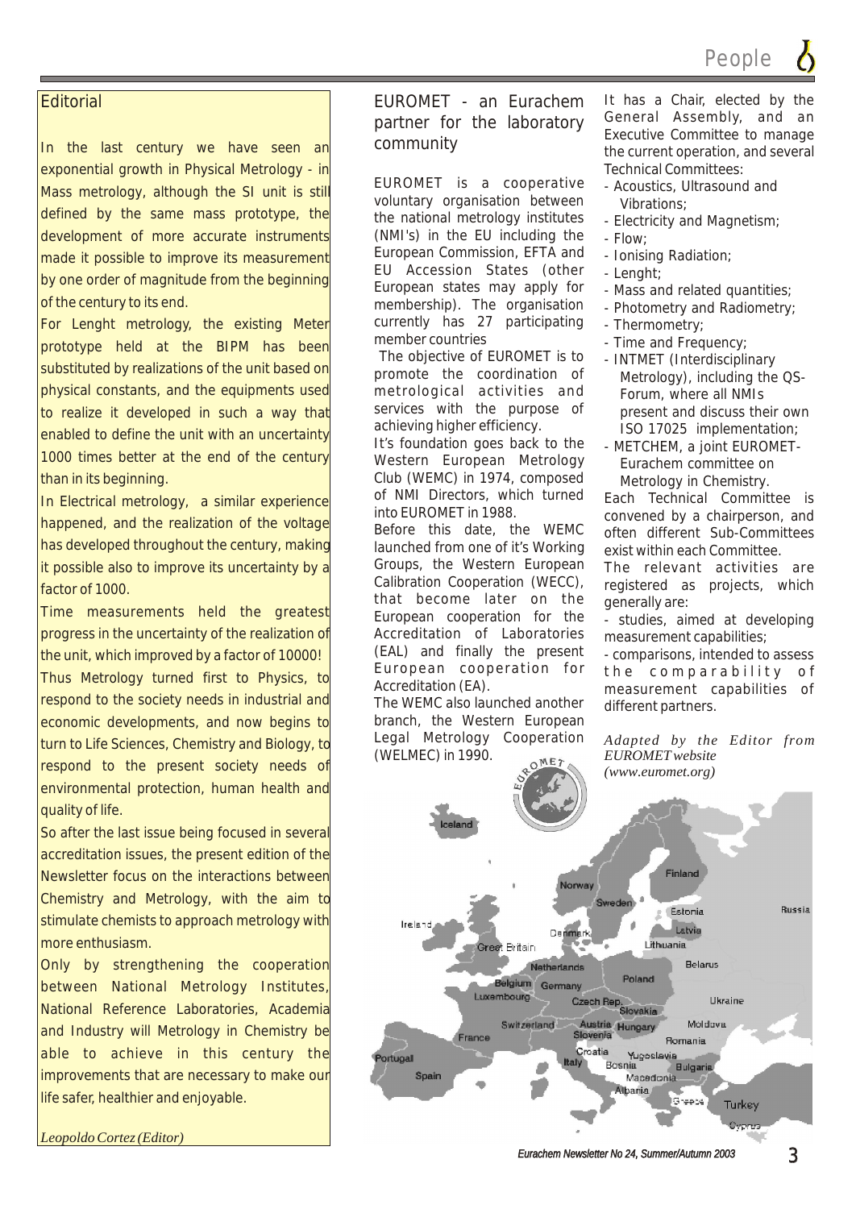## Editorial

In the last century we have seen an exponential growth in Physical Metrology - in Mass metrology, although the SI unit is still defined by the same mass prototype, the development of more accurate instruments made it possible to improve its measurement by one order of magnitude from the beginning of the century to its end.

For Lenght metrology, the existing Meter prototype held at the BIPM has been substituted by realizations of the unit based on physical constants, and the equipments used to realize it developed in such a way that enabled to define the unit with an uncertainty 1000 times better at the end of the century than in its beginning.

In Electrical metrology, a similar experience happened, and the realization of the voltage has developed throughout the century, making it possible also to improve its uncertainty by a factor of 1000.

Time measurements held the greatest progress in the uncertainty of the realization of the unit, which improved by a factor of 10000!

Thus Metrology turned first to Physics, to respond to the society needs in industrial and economic developments, and now begins to turn to Life Sciences, Chemistry and Biology, to respond to the present society needs of environmental protection, human health and quality of life.

So after the last issue being focused in several accreditation issues, the present edition of the Newsletter focus on the interactions between Chemistry and Metrology, with the aim to stimulate chemists to approach metrology with more enthusiasm.

Only by strengthening the cooperation between National Metrology Institutes, National Reference Laboratories, Academia and Industry will Metrology in Chemistry be able to achieve in this century the improvements that are necessary to make our life safer, healthier and enjoyable.

*Leopoldo Cortez (Editor)*

## EUROMET - an Eurachem partner for the laboratory community

EUROMET is a cooperative voluntary organisation between the national metrology institutes (NMI's) in the EU including the European Commission, EFTA and EU Accession States (other European states may apply for membership). The organisation currently has 27 participating member countries

The objective of EUROMET is to promote the coordination of metrological activities and services with the purpose of achieving higher efficiency.

It's foundation goes back to the Western European Metrology Club (WEMC) in 1974, composed of NMI Directors, which turned into EUROMET in 1988.

Before this date, the WEMC launched from one of it's Working Groups, the Western European Calibration Cooperation (WECC), that become later on the European cooperation for the Accreditation of Laboratories (EAL) and finally the present European cooperation for Accreditation (EA).

The WEMC also launched another branch, the Western European Legal Metrology Cooperation (WELMEC) in 1990.

It has a Chair, elected by the General Assembly, and an Executive Committee to manage the current operation, and several Technical Committees:

- Acoustics, Ultrasound and Vibrations;
- Electricity and Magnetism;
- Flow;
- Ionising Radiation;
- Lenght;
- Mass and related quantities;
- Photometry and Radiometry;
- Thermometry;
- Time and Frequency;
- INTMET (Interdisciplinary Metrology), including the QS-Forum, where all NMIs present and discuss their own ISO 17025 implementation;
- METCHEM, a joint EUROMET-Eurachem committee on Metrology in Chemistry.

Each Technical Committee is convened by a chairperson, and often different Sub-Committees exist within each Committee.

The relevant activities are registered as projects, which generally are:

- studies, aimed at developing measurement capabilities;
- comparisons, intended to assess the comparability of measurement capabilities of different partners.

*Adapted by the Editor from EUROMET website (www.euromet.org)*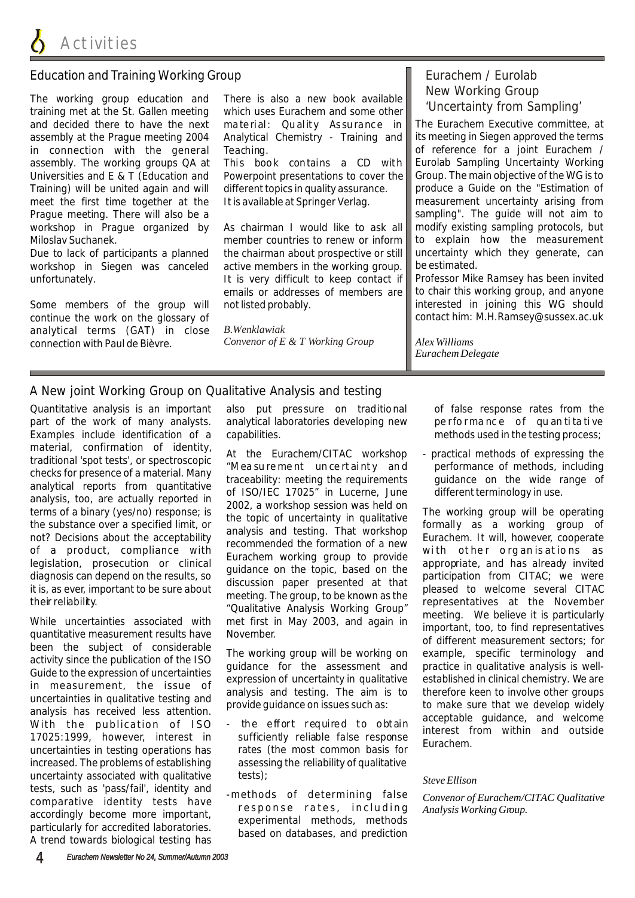# Activities

## Education and Training Working Group

The working group education and training met at the St. Gallen meeting and decided there to have the next assembly at the Prague meeting 2004 in connection with the general assembly. The working groups QA at Universities and E & T (Education and Training) will be united again and will meet the first time together at the Prague meeting. There will also be a workshop in Prague organized by Miloslav Suchanek.

Due to lack of participants a planned workshop in Siegen was canceled unfortunately.

Some members of the group will continue the work on the glossary of analytical terms (GAT) in close connection with Paul de Bièvre.

There is also a new book available which uses Eurachem and some other material: Quality Assurance in Analytical Chemistry - Training and Teaching.

This book contains a CD with Powerpoint presentations to cover the different topics in quality assurance. It is available at Springer Verlag.

As chairman I would like to ask all member countries to renew or inform the chairman about prospective or still active members in the working group. It is very difficult to keep contact if emails or addresses of members are not listed probably.

*B.Wenklawiak*
*Convenor of E & T Working Group*

## Eurachem / Eurolab New Working Group 'Uncertainty from Sampling'

The Eurachem Executive committee, at its meeting in Siegen approved the terms of reference for a joint Eurachem / Eurolab Sampling Uncertainty Working Group. The main objective of the WG is to produce a Guide on the "Estimation of measurement uncertainty arising from sampling". The guide will not aim to modify existing sampling protocols, but to explain how the measurement uncertainty which they generate, can be estimated.

Professor Mike Ramsey has been invited to chair this working group, and anyone interested in joining this WG should contact him: M.H.Ramsey@sussex.ac.uk

*Alex Williams*
*Eurachem Delegate*

## A New joint Working Group on Qualitative Analysis and testing

Quantitative analysis is an important part of the work of many analysts. Examples include identification of a material, confirmation of identity, traditional 'spot tests', or spectroscopic checks for presence of a material. Many analytical reports from quantitative analysis, too, are actually reported in terms of a binary (yes/no) response; is the substance over a specified limit, or not? Decisions about the acceptability of a product, compliance with legislation, prosecution or clinical diagnosis can depend on the results, so it is, as ever, important to be sure about their reliability.

While uncertainties associated with quantitative measurement results have been the subject of considerable activity since the publication of the ISO Guide to the expression of uncertainties in measurement, the issue of uncertainties in qualitative testing and analysis has received less attention. With the publication of ISO 17025:1999, however, interest in uncertainties in testing operations has increased. The problems of establishing uncertainty associated with qualitative tests, such as 'pass/fail', identity and comparative identity tests have accordingly become more important, particularly for accredited laboratories. A trend towards biological testing has also put pressure on traditional analytical laboratories developing new capabilities.

At the Eurachem/CITAC workshop "Measurement uncertainty and traceability: meeting the requirements of ISO/IEC 17025" in Lucerne, June 2002, a workshop session was held on the topic of uncertainty in qualitative analysis and testing. That workshop recommended the formation of a new Eurachem working group to provide guidance on the topic, based on the discussion paper presented at that meeting. The group, to be known as the "Qualitative Analysis Working Group" met first in May 2003, and again in November.

The working group will be working on guidance for the assessment and expression of uncertainty in qualitative analysis and testing. The aim is to provide guidance on issues such as:

- the effort required to obtain sufficiently reliable false response rates (the most common basis for assessing the reliability of qualitative tests);
- methods of determining false response rates, including experimental methods, methods based on databases, and prediction of false response rates from the performance of quantitative methods used in the testing process;
- practical methods of expressing the performance of methods, including guidance on the wide range of different terminology in use.

The working group will be operating formally as a working group of Eurachem. It will, however, cooperate with other organisations as appropriate, and has already invited participation from CITAC; we were pleased to welcome several CITAC representatives at the November meeting. We believe it is particularly important, too, to find representatives of different measurement sectors; for example, specific terminology and practice in qualitative analysis is well-established in clinical chemistry. We are therefore keen to involve other groups to make sure that we develop widely acceptable guidance, and welcome interest from within and outside Eurachem.

*Steve Ellison*

*Convenor of Eurachem/CITAC Qualitative Analysis Working Group.*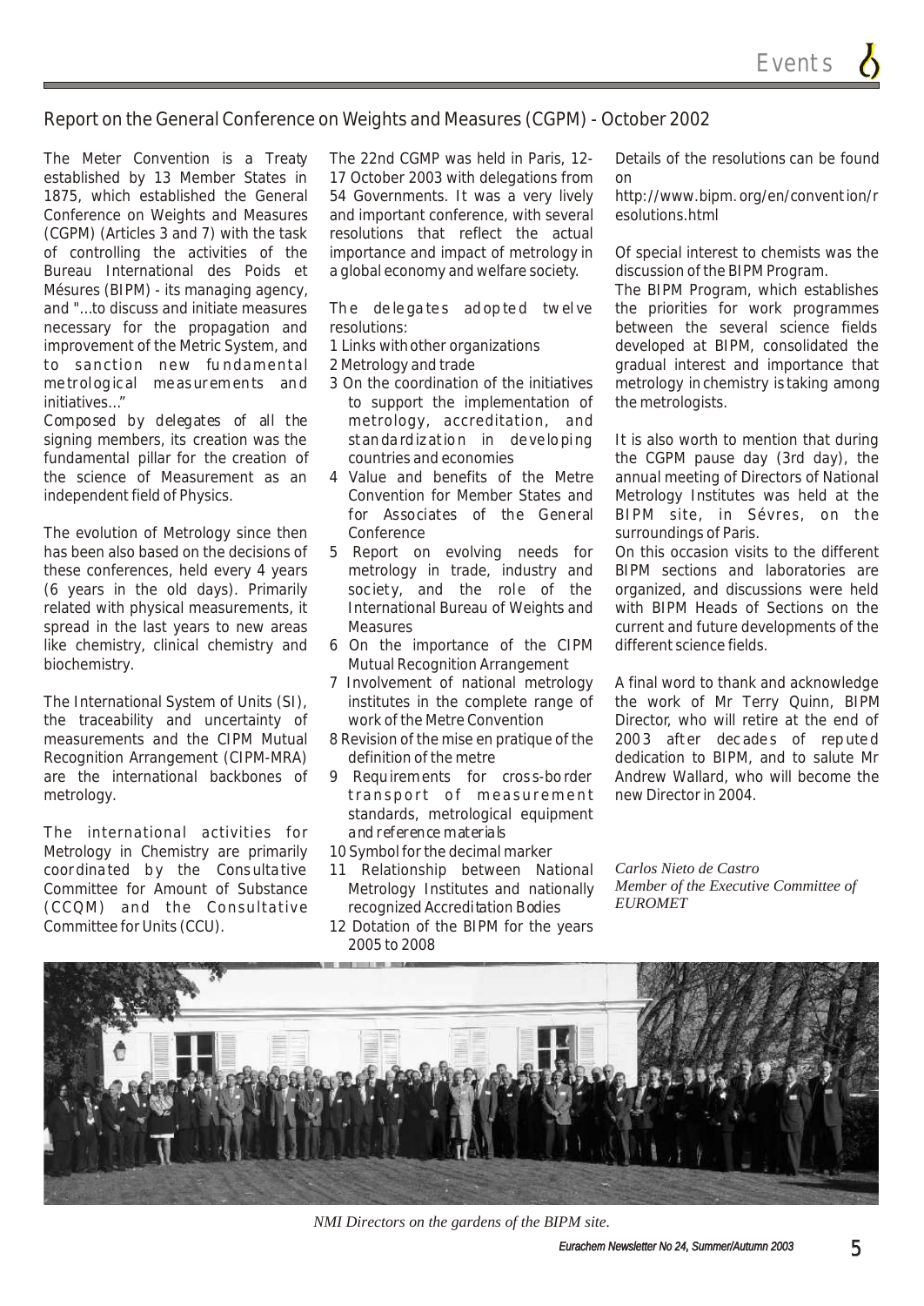## Report on the General Conference on Weights and Measures (CGPM) - October 2002

The Meter Convention is a Treaty established by 13 Member States in 1875, which established the General Conference on Weights and Measures (CGPM) (Articles 3 and 7) with the task of controlling the activities of the Bureau International des Poids et Mésures (BIPM) - its managing agency, and "...to discuss and initiate measures necessary for the propagation and improvement of the Metric System, and to sanction new fundamental metrological measurements and initiatives..."

Composed by delegates of all the signing members, its creation was the fundamental pillar for the creation of the science of Measurement as an independent field of Physics.

The evolution of Metrology since then has been also based on the decisions of these conferences, held every 4 years (6 years in the old days). Primarily related with physical measurements, it spread in the last years to new areas like chemistry, clinical chemistry and biochemistry.

The International System of Units (SI), the traceability and uncertainty of measurements and the CIPM Mutual Recognition Arrangement (CIPM-MRA) are the international backbones of metrology.

The international activities for Metrology in Chemistry are primarily coordinated by the Consultative Committee for Amount of Substance (CCQM) and the Consultative Committee for Units (CCU).

The 22nd CGMP was held in Paris, 12-17 October 2003 with delegations from 54 Governments. It was a very lively and important conference, with several resolutions that reflect the actual importance and impact of metrology in a global economy and welfare society.

The delegates adopted twelve resolutions:

1. Links with other organizations
2. Metrology and trade
3. On the coordination of the initiatives to support the implementation of metrology, accreditation, and standardization in developing countries and economies
4. Value and benefits of the Metre Convention for Member States and for Associates of the General Conference
5. Report on evolving needs for metrology in trade, industry and society, and the role of the International Bureau of Weights and Measures
6. On the importance of the CIPM Mutual Recognition Arrangement
7. Involvement of national metrology institutes in the complete range of work of the Metre Convention
8. Revision of the mise en pratique of the definition of the metre
9. Requirements for cross-border transport of measurement standards, metrological equipment and reference materials
10. Symbol for the decimal marker
11. Relationship between National Metrology Institutes and nationally recognized Accreditation Bodies
12. Dotation of the BIPM for the years 2005 to 2008

Details of the resolutions can be found on http://www.bipm.org/en/convention/resolutions.html

Of special interest to chemists was the discussion of the BIPM Program. The BIPM Program, which establishes the priorities for work programmes between the several science fields developed at BIPM, consolidated the gradual interest and importance that metrology in chemistry is taking among the metrologists.

It is also worth to mention that during the CGPM pause day (3rd day), the annual meeting of Directors of National Metrology Institutes was held at the BIPM site, in Sévres, on the surroundings of Paris.

On this occasion visits to the different BIPM sections and laboratories are organized, and discussions were held with BIPM Heads of Sections on the current and future developments of the different science fields.

A final word to thank and acknowledge the work of Mr Terry Quinn, BIPM Director, who will retire at the end of 2003 after decades of reputed dedication to BIPM, and to salute Mr Andrew Wallard, who will become the new Director in 2004.

*Carlos Nieto de Castro*
*Member of the Executive Committee of EUROMET*

*NMI Directors on the gardens of the BIPM site.*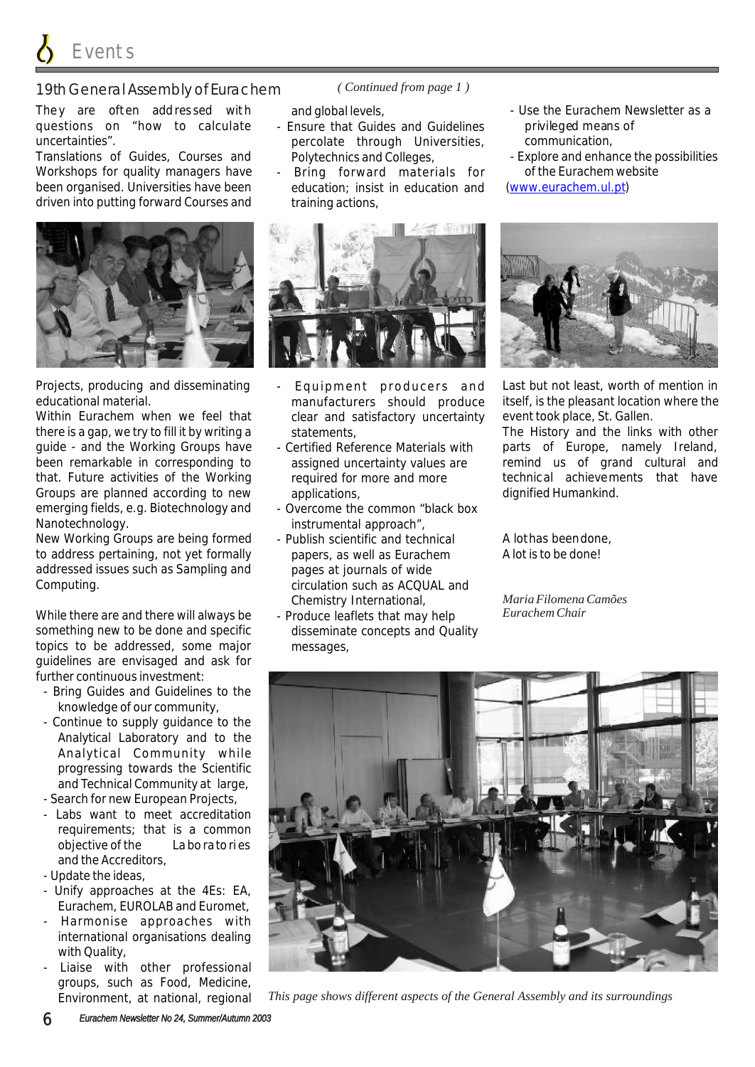## 19th General Assembly of Eurachem

*( Continued from page 1 )*

They are often addressed with questions on "how to calculate uncertainties".

Translations of Guides, Courses and Workshops for quality managers have been organised. Universities have been driven into putting forward Courses and Projects, producing and disseminating educational material.

Within Eurachem when we feel that there is a gap, we try to fill it by writing a guide - and the Working Groups have been remarkable in corresponding to that. Future activities of the Working Groups are planned according to new emerging fields, e.g. Biotechnology and Nanotechnology.

New Working Groups are being formed to address pertaining, not yet formally addressed issues such as Sampling and Computing.

While there are and there will always be something new to be done and specific topics to be addressed, some major guidelines are envisaged and ask for further continuous investment:

- Bring Guides and Guidelines to the knowledge of our community,
- Continue to supply guidance to the Analytical Laboratory and to the Analytical Community while progressing towards the Scientific and Technical Community at large,
- Search for new European Projects,
- Labs want to meet accreditation requirements; that is a common objective of the Laboratories and the Accreditors,
- Update the ideas,
- Unify approaches at the 4Es: EA, Eurachem, EUROLAB and Euromet,
- Harmonise approaches with international organisations dealing with Quality,
- Liaise with other professional groups, such as Food, Medicine, Environment, at national, regional and global levels,
- Ensure that Guides and Guidelines percolate through Universities, Polytechnics and Colleges,
- Bring forward materials for education; insist in education and training actions,
- Equipment producers and manufacturers should produce clear and satisfactory uncertainty statements,
- Certified Reference Materials with assigned uncertainty values are required for more and more applications,
- Overcome the common "black box instrumental approach",
- Publish scientific and technical papers, as well as Eurachem pages at journals of wide circulation such as ACQUAL and Chemistry International,
- Produce leaflets that may help disseminate concepts and Quality messages,
- Use the Eurachem Newsletter as a privileged means of communication,
- Explore and enhance the possibilities of the Eurachem website (www.eurachem.ul.pt)

Last but not least, worth of mention in itself, is the pleasant location where the event took place, St. Gallen.

The History and the links with other parts of Europe, namely Ireland, remind us of grand cultural and technical achievements that have dignified Humankind.

A lot has been done,
A lot is to be done!

*Maria Filomena Camões*
*Eurachem Chair*

*This page shows different aspects of the General Assembly and its surroundings*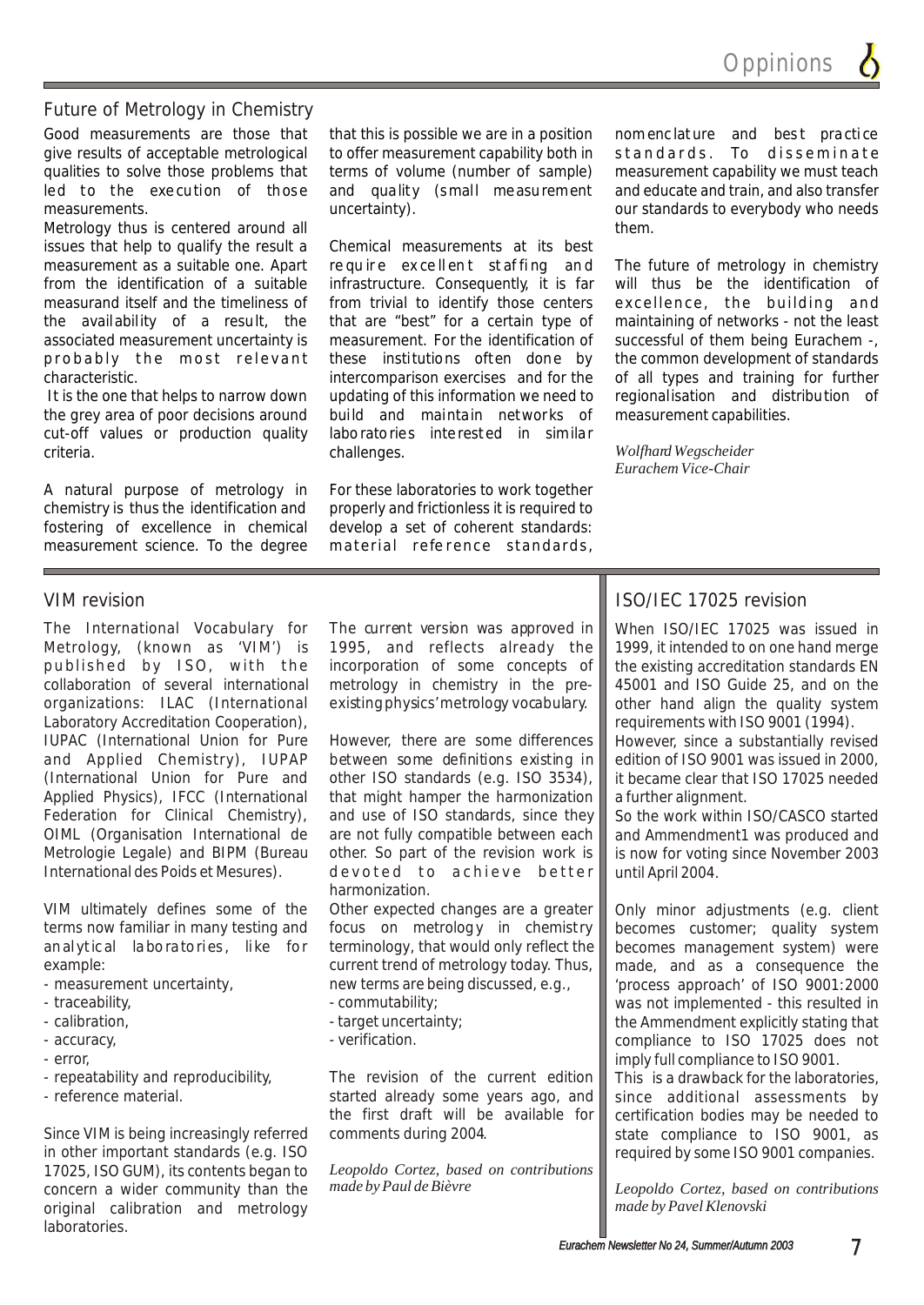## Future of Metrology in Chemistry

Good measurements are those that give results of acceptable metrological qualities to solve those problems that led to the execution of those measurements.

Metrology thus is centered around all issues that help to qualify the result a measurement as a suitable one. Apart from the identification of a suitable measurand itself and the timeliness of the availability of a result, the associated measurement uncertainty is probably the most relevant characteristic.

It is the one that helps to narrow down the grey area of poor decisions around cut-off values or production quality criteria.

A natural purpose of metrology in chemistry is thus the identification and fostering of excellence in chemical measurement science. To the degree that this is possible we are in a position to offer measurement capability both in terms of volume (number of sample) and quality (small measurement uncertainty).

Chemical measurements at its best require excellent staffing and infrastructure. Consequently, it is far from trivial to identify those centers that are "best" for a certain type of measurement. For the identification of these institutions often done by intercomparison exercises and for the updating of this information we need to build and maintain networks of laboratories interested in similar challenges.

For these laboratories to work together properly and frictionless it is required to develop a set of coherent standards: material reference standards, nomenclature and best practice standards. To disseminate measurement capability we must teach and educate and train, and also transfer our standards to everybody who needs them.

The future of metrology in chemistry will thus be the identification of excellence, the building and maintaining of networks - not the least successful of them being Eurachem -, the common development of standards of all types and training for further regionalisation and distribution of measurement capabilities.

*Wolfhard Wegscheider*
*Eurachem Vice-Chair*

## VIM revision

The International Vocabulary for Metrology, (known as 'VIM') is published by ISO, with the collaboration of several international organizations: ILAC (International Laboratory Accreditation Cooperation), IUPAC (International Union for Pure and Applied Chemistry), IUPAP (International Union for Pure and Applied Physics), IFCC (International Federation for Clinical Chemistry), OIML (Organisation International de Metrologie Legale) and BIPM (Bureau International des Poids et Mesures).

VIM ultimately defines some of the terms now familiar in many testing and analytical laboratories, like for example:

- measurement uncertainty,
- traceability,
- calibration,
- accuracy,
- error,
- repeatability and reproducibility,
- reference material.

Since VIM is being increasingly referred in other important standards (e.g. ISO 17025, ISO GUM), its contents began to concern a wider community than the original calibration and metrology laboratories.

The current version was approved in 1995, and reflects already the incorporation of some concepts of metrology in chemistry in the pre-existing physics' metrology vocabulary.

However, there are some differences between some definitions existing in other ISO standards (e.g. ISO 3534), that might hamper the harmonization and use of ISO standards, since they are not fully compatible between each other. So part of the revision work is devoted to achieve better harmonization.

Other expected changes are a greater focus on metrology in chemistry terminology, that would only reflect the current trend of metrology today. Thus, new terms are being discussed, e.g.,

- commutability;
- target uncertainty;
- verification.

The revision of the current edition started already some years ago, and the first draft will be available for comments during 2004.

*Leopoldo Cortez, based on contributions made by Paul de Bièvre*

## ISO/IEC 17025 revision

When ISO/IEC 17025 was issued in 1999, it intended to on one hand merge the existing accreditation standards EN 45001 and ISO Guide 25, and on the other hand align the quality system requirements with ISO 9001 (1994).

However, since a substantially revised edition of ISO 9001 was issued in 2000, it became clear that ISO 17025 needed a further alignment.

So the work within ISO/CASCO started and Ammendment1 was produced and is now for voting since November 2003 until April 2004.

Only minor adjustments (e.g. client becomes customer; quality system becomes management system) were made, and as a consequence the 'process approach' of ISO 9001:2000 was not implemented - this resulted in the Ammendment explicitly stating that compliance to ISO 17025 does not imply full compliance to ISO 9001.

This is a drawback for the laboratories, since additional assessments by certification bodies may be needed to state compliance to ISO 9001, as required by some ISO 9001 companies.

*Leopoldo Cortez, based on contributions made by Pavel Klenovski*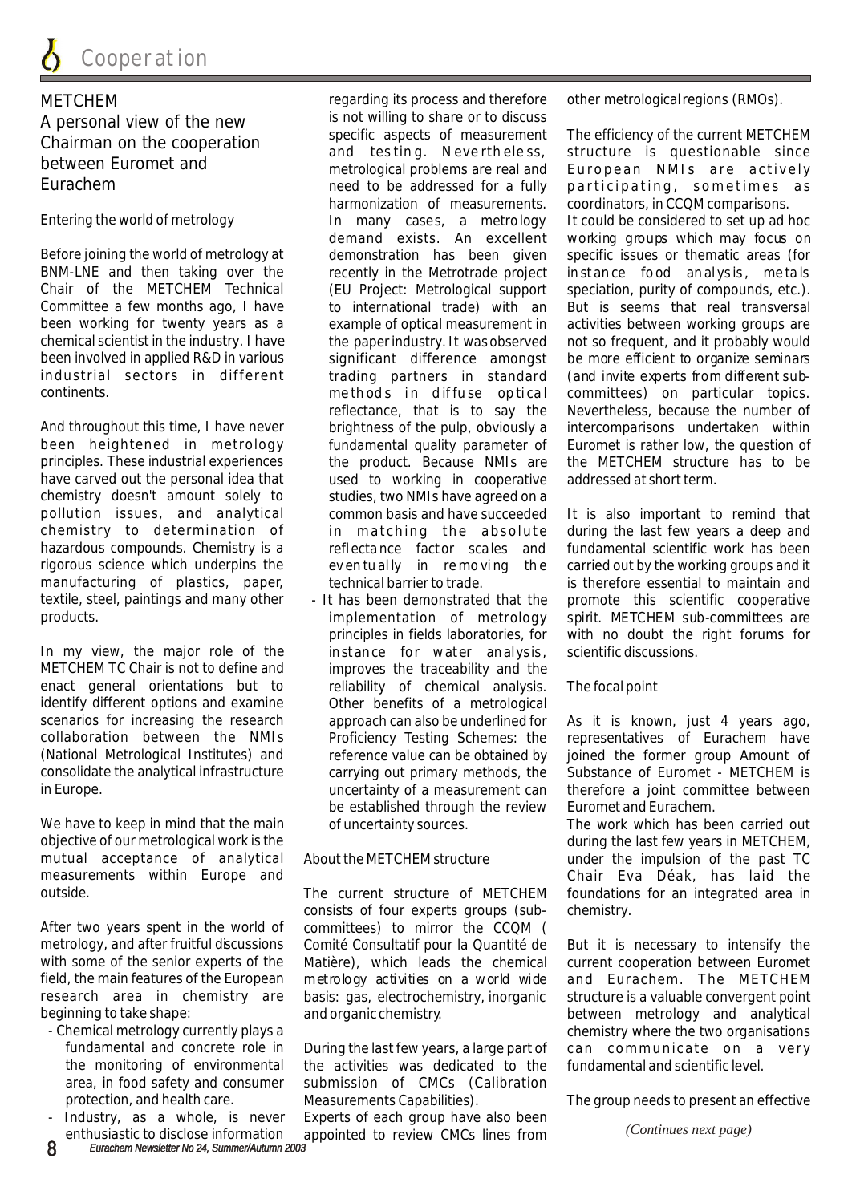# Cooperation

## METCHEM

### A personal view of the new Chairman on the cooperation between Euromet and Eurachem

#### Entering the world of metrology

Before joining the world of metrology at BNM-LNE and then taking over the Chair of the METCHEM Technical Committee a few months ago, I have been working for twenty years as a chemical scientist in the industry. I have been involved in applied R&D in various industrial sectors in different continents.

And throughout this time, I have never been heightened in metrology principles. These industrial experiences have carved out the personal idea that chemistry doesn't amount solely to pollution issues, and analytical chemistry to determination of hazardous compounds. Chemistry is a rigorous science which underpins the manufacturing of plastics, paper, textile, steel, paintings and many other products.

In my view, the major role of the METCHEM TC Chair is not to define and enact general orientations but to identify different options and examine scenarios for increasing the research collaboration between the NMIs (National Metrological Institutes) and consolidate the analytical infrastructure in Europe.

We have to keep in mind that the main objective of our metrological work is the mutual acceptance of analytical measurements within Europe and outside.

After two years spent in the world of metrology, and after fruitful discussions with some of the senior experts of the field, the main features of the European research area in chemistry are beginning to take shape:

- Chemical metrology currently plays a fundamental and concrete role in the monitoring of environmental area, in food safety and consumer protection, and health care.
- Industry, as a whole, is never enthusiastic to disclose information regarding its process and therefore is not willing to share or to discuss specific aspects of measurement and testing. Nevertheless, metrological problems are real and need to be addressed for a fully harmonization of measurements. In many cases, a metrology demand exists. An excellent demonstration has been given recently in the Metrotrade project (EU Project: Metrological support to international trade) with an example of optical measurement in the paper industry. It was observed significant difference amongst trading partners in standard methods in diffuse optical reflectance, that is to say the brightness of the pulp, obviously a fundamental quality parameter of the product. Because NMIs are used to working in cooperative studies, two NMIs have agreed on a common basis and have succeeded in matching the absolute reflectance factor scales and eventually in removing the technical barrier to trade.
- It has been demonstrated that the implementation of metrology principles in fields laboratories, for instance for water analysis, improves the traceability and the reliability of chemical analysis. Other benefits of a metrological approach can also be underlined for Proficiency Testing Schemes: the reference value can be obtained by carrying out primary methods, the uncertainty of a measurement can be established through the review of uncertainty sources.

#### About the METCHEM structure

The current structure of METCHEM consists of four experts groups (sub-committees) to mirror the CCQM (Comité Consultatif pour la Quantité de Matière), which leads the chemical metrology activities on a world wide basis: gas, electrochemistry, inorganic and organic chemistry.

During the last few years, a large part of the activities was dedicated to the submission of CMCs (Calibration Measurements Capabilities). Experts of each group have also been appointed to review CMCs lines from other metrological regions (RMOs).

The efficiency of the current METCHEM structure is questionable since European NMIs are actively participating, sometimes as coordinators, in CCQM comparisons. It could be considered to set up ad hoc working groups which may focus on specific issues or thematic areas (for instance food analysis, metals speciation, purity of compounds, etc.). But is seems that real transversal activities between working groups are not so frequent, and it probably would be more efficient to organize seminars (and invite experts from different sub-committees) on particular topics. Nevertheless, because the number of intercomparisons undertaken within Euromet is rather low, the question of the METCHEM structure has to be addressed at short term.

It is also important to remind that during the last few years a deep and fundamental scientific work has been carried out by the working groups and it is therefore essential to maintain and promote this scientific cooperative spirit. METCHEM sub-committees are with no doubt the right forums for scientific discussions.

#### The focal point

As it is known, just 4 years ago, representatives of Eurachem have joined the former group Amount of Substance of Euromet - METCHEM is therefore a joint committee between Euromet and Eurachem.

The work which has been carried out during the last few years in METCHEM, under the impulsion of the past TC Chair Eva Déak, has laid the foundations for an integrated area in chemistry.

But it is necessary to intensify the current cooperation between Euromet and Eurachem. The METCHEM structure is a valuable convergent point between metrology and analytical chemistry where the two organisations can communicate on a very fundamental and scientific level.

The group needs to present an effective

*(Continues next page)*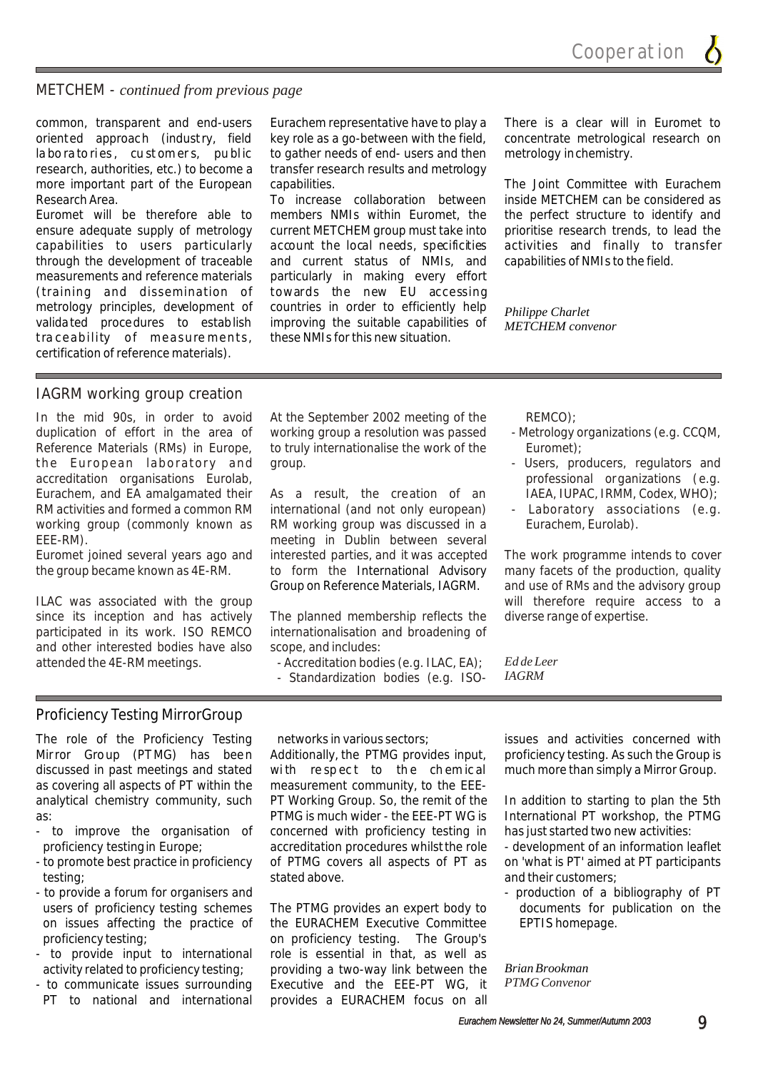## METCHEM - *continued from previous page*

common, transparent and end-users oriented approach (industry, field laboratories, customers, public research, authorities, etc.) to become a more important part of the European Research Area.

Euromet will be therefore able to ensure adequate supply of metrology capabilities to users particularly through the development of traceable measurements and reference materials (training and dissemination of metrology principles, development of validated procedures to establish traceability of measurements, certification of reference materials).

Eurachem representative have to play a key role as a go-between with the field, to gather needs of end- users and then transfer research results and metrology capabilities.

To increase collaboration between members NMIs within Euromet, the current METCHEM group must take into account the local needs, specificities and current status of NMIs, and particularly in making every effort towards the new EU accessing countries in order to efficiently help improving the suitable capabilities of these NMIs for this new situation.

There is a clear will in Euromet to concentrate metrological research on metrology in chemistry.

The Joint Committee with Eurachem inside METCHEM can be considered as the perfect structure to identify and prioritise research trends, to lead the activities and finally to transfer capabilities of NMIs to the field.

*Philippe Charlet*
*METCHEM convenor*

## IAGRM working group creation

In the mid 90s, in order to avoid duplication of effort in the area of Reference Materials (RMs) in Europe, the European laboratory and accreditation organisations Eurolab, Eurachem, and EA amalgamated their RM activities and formed a common RM working group (commonly known as EEE-RM).

Euromet joined several years ago and the group became known as 4E-RM.

ILAC was associated with the group since its inception and has actively participated in its work. ISO REMCO and other interested bodies have also attended the 4E-RM meetings.

At the September 2002 meeting of the working group a resolution was passed to truly internationalise the work of the group.

As a result, the creation of an international (and not only european) RM working group was discussed in a meeting in Dublin between several interested parties, and it was accepted to form the International Advisory Group on Reference Materials, IAGRM.

The planned membership reflects the internationalisation and broadening of scope, and includes:

- Accreditation bodies (e.g. ILAC, EA);
- Standardization bodies (e.g. ISO-REMCO);
- Metrology organizations (e.g. CCQM, Euromet);
- Users, producers, regulators and professional organizations (e.g. IAEA, IUPAC, IRMM, Codex, WHO);
- Laboratory associations (e.g. Eurachem, Eurolab).

The work programme intends to cover many facets of the production, quality and use of RMs and the advisory group will therefore require access to a diverse range of expertise.

*Ed de Leer*
*IAGRM*

## Proficiency Testing MirrorGroup

The role of the Proficiency Testing Mirror Group (PTMG) has been discussed in past meetings and stated as covering all aspects of PT within the analytical chemistry community, such as:

- to improve the organisation of proficiency testing in Europe;
- to promote best practice in proficiency testing;
- to provide a forum for organisers and users of proficiency testing schemes on issues affecting the practice of proficiency testing;
- to provide input to international activity related to proficiency testing;
- to communicate issues surrounding PT to national and international networks in various sectors;

Additionally, the PTMG provides input, with respect to the chemical measurement community, to the EEE-PT Working Group. So, the remit of the PTMG is much wider - the EEE-PT WG is concerned with proficiency testing in accreditation procedures whilst the role of PTMG covers all aspects of PT as stated above.

The PTMG provides an expert body to the EURACHEM Executive Committee on proficiency testing. The Group's role is essential in that, as well as providing a two-way link between the Executive and the EEE-PT WG, it provides a EURACHEM focus on all issues and activities concerned with proficiency testing. As such the Group is much more than simply a Mirror Group.

In addition to starting to plan the 5th International PT workshop, the PTMG has just started two new activities:

- development of an information leaflet on 'what is PT' aimed at PT participants and their customers;
- production of a bibliography of PT documents for publication on the EPTIS homepage.

*Brian Brookman*
*PTMG Convenor*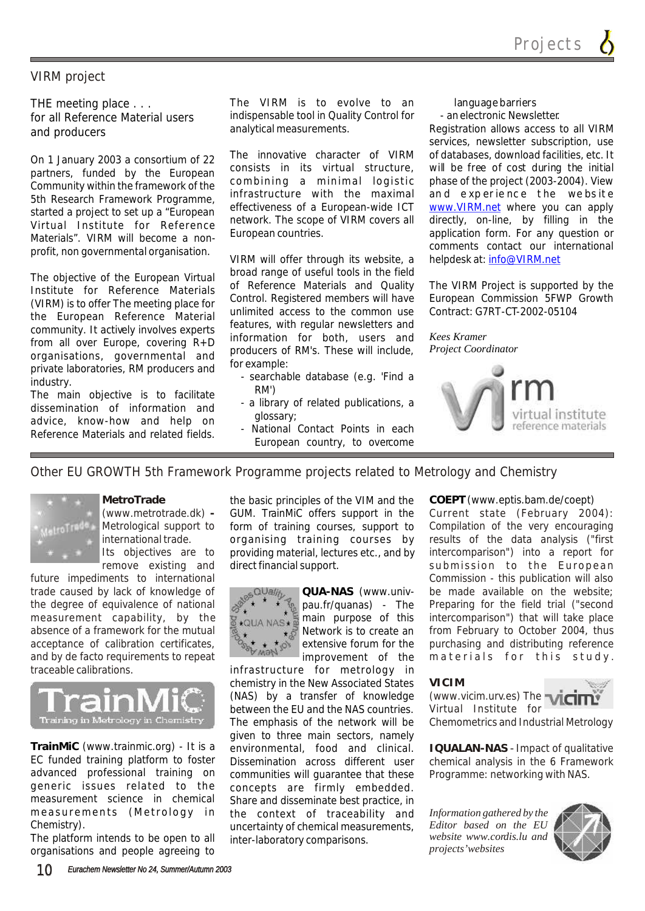## VIRM project

THE meeting place . . .
for all Reference Material users and producers

On 1 January 2003 a consortium of 22 partners, funded by the European Community within the framework of the 5th Research Framework Programme, started a project to set up a "European Virtual Institute for Reference Materials". VIRM will become a non-profit, non governmental organisation.

The objective of the European Virtual Institute for Reference Materials (VIRM) is to offer The meeting place for the European Reference Material community. It actively involves experts from all over Europe, covering R+D organisations, governmental and private laboratories, RM producers and industry.
The main objective is to facilitate dissemination of information and advice, know-how and help on Reference Materials and related fields.

The VIRM is to evolve to an indispensable tool in Quality Control for analytical measurements.

The innovative character of VIRM consists in its virtual structure, combining a minimal logistic infrastructure with the maximal effectiveness of a European-wide ICT network. The scope of VIRM covers all European countries.

VIRM will offer through its website, a broad range of useful tools in the field of Reference Materials and Quality Control. Registered members will have unlimited access to the common use features, with regular newsletters and information for both, users and producers of RM's. These will include, for example:

- searchable database (e.g. 'Find a RM')
- a library of related publications, a glossary;
- National Contact Points in each European country, to overcome language barriers
- an electronic Newsletter.

Registration allows access to all VIRM services, newsletter subscription, use of databases, download facilities, etc. It will be free of cost during the initial phase of the project (2003-2004). View and experience the website www.VIRM.net where you can apply directly, on-line, by filling in the application form. For any question or comments contact our international helpdesk at: info@VIRM.net

The VIRM Project is supported by the European Commission 5FWP Growth Contract: G7RT-CT-2002-05104

*Kees Kramer*
*Project Coordinator*

## Other EU GROWTH 5th Framework Programme projects related to Metrology and Chemistry

**MetroTrade** (www.metrotrade.dk) – Metrological support to international trade.
Its objectives are to remove existing and future impediments to international trade caused by lack of knowledge of the degree of equivalence of national measurement capability, by the absence of a framework for the mutual acceptance of calibration certificates, and by de facto requirements to repeat traceable calibrations.

**TrainMiC** (www.trainmic.org) - It is a EC funded training platform to foster advanced professional training on generic issues related to the measurement science in chemical measurements (Metrology in Chemistry).
The platform intends to be open to all organisations and people agreeing to the basic principles of the VIM and the GUM. TrainMiC offers support in the form of training courses, support to organising training courses by providing material, lectures etc., and by direct financial support.

**QUA-NAS** (www.univ-pau.fr/quanas) - The main purpose of this Network is to create an extensive forum for the improvement of the infrastructure for metrology in chemistry in the New Associated States (NAS) by a transfer of knowledge between the EU and the NAS countries. The emphasis of the network will be given to three main sectors, namely environmental, food and clinical. Dissemination across different user communities will guarantee that these concepts are firmly embedded. Share and disseminate best practice, in the context of traceability and uncertainty of chemical measurements, inter-laboratory comparisons.

**COEPT** (www.eptis.bam.de/coept)
Current state (February 2004): Compilation of the very encouraging results of the data analysis ("first intercomparison") into a report for submission to the European Commission - this publication will also be made available on the website; Preparing for the field trial ("second intercomparison") that will take place from February to October 2004, thus purchasing and distributing reference materials for this study.

**VICIM** (www.vicim.urv.es) The Virtual Institute for Chemometrics and Industrial Metrology

**IQUALAN-NAS** - Impact of qualitative chemical analysis in the 6 Framework Programme: networking with NAS.

*Information gathered by the Editor based on the EU website www.cordis.lu and projects' websites*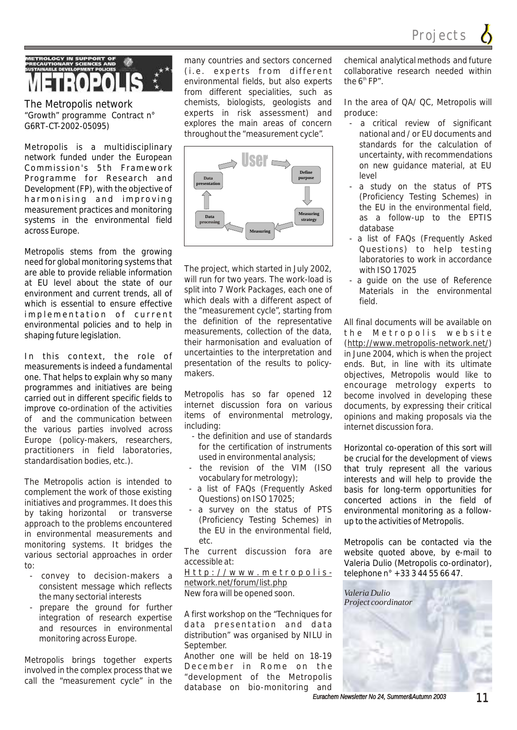# METROPOLIS

## The Metropolis network

"Growth" programme Contract n° G6RT-CT-2002-05095)

Metropolis is a multidisciplinary network funded under the European Commission's 5th Framework Programme for Research and Development (FP), with the objective of harmonising and improving measurement practices and monitoring systems in the environmental field across Europe.

Metropolis stems from the growing need for global monitoring systems that are able to provide reliable information at EU level about the state of our environment and current trends, all of which is essential to ensure effective implementation of current environmental policies and to help in shaping future legislation.

In this context, the role of measurements is indeed a fundamental one. That helps to explain why so many programmes and initiatives are being carried out in different specific fields to improve co-ordination of the activities of and the communication between the various parties involved across Europe (policy-makers, researchers, practitioners in field laboratories, standardisation bodies, etc.).

The Metropolis action is intended to complement the work of those existing initiatives and programmes. It does this by taking horizontal or transverse approach to the problems encountered in environmental measurements and monitoring systems. It bridges the various sectorial approaches in order to:

- convey to decision-makers a consistent message which reflects the many sectorial interests
- prepare the ground for further integration of research expertise and resources in environmental monitoring across Europe.

Metropolis brings together experts involved in the complex process that we call the "measurement cycle" in the many countries and sectors concerned (i.e. experts from different environmental fields, but also experts from different specialities, such as chemists, biologists, geologists and experts in risk assessment) and explores the main areas of concern throughout the "measurement cycle".

User → Define purpose → Measuring strategy → Measuring → Data processing → Data presentation → User

The project, which started in July 2002, will run for two years. The work-load is split into 7 Work Packages, each one of which deals with a different aspect of the "measurement cycle", starting from the definition of the representative measurements, collection of the data, their harmonisation and evaluation of uncertainties to the interpretation and presentation of the results to policy-makers.

Metropolis has so far opened 12 internet discussion fora on various items of environmental metrology, including:

- the definition and use of standards for the certification of instruments used in environmental analysis;
- the revision of the VIM (ISO vocabulary for metrology);
- a list of FAQs (Frequently Asked Questions) on ISO 17025;
- a survey on the status of PTS (Proficiency Testing Schemes) in the EU in the environmental field, etc.

The current discussion fora are accessible at:
Http://www.metropolis-network.net/forum/list.php
New fora will be opened soon.

A first workshop on the "Techniques for data presentation and data distribution" was organised by NILU in September.
Another one will be held on 18-19 December in Rome on the "development of the Metropolis database on bio-monitoring and chemical analytical methods and future collaborative research needed within the 6[th] FP".

In the area of QA/ QC, Metropolis will produce:

- a critical review of significant national and / or EU documents and standards for the calculation of uncertainty, with recommendations on new guidance material, at EU level
- a study on the status of PTS (Proficiency Testing Schemes) in the EU in the environmental field, as a follow-up to the EPTIS database
- a list of FAQs (Frequently Asked Questions) to help testing laboratories to work in accordance with ISO 17025
- a guide on the use of Reference Materials in the environmental field.

All final documents will be available on the Metropolis website (http://www.metropolis-network.net/) in June 2004, which is when the project ends. But, in line with its ultimate objectives, Metropolis would like to encourage metrology experts to become involved in developing these documents, by expressing their critical opinions and making proposals via the internet discussion fora.

Horizontal co-operation of this sort will be crucial for the development of views that truly represent all the various interests and will help to provide the basis for long-term opportunities for concerted actions in the field of environmental monitoring as a follow-up to the activities of Metropolis.

Metropolis can be contacted via the website quoted above, by e-mail to Valeria Dulio (Metropolis co-ordinator), telephone n° +33 3 44 55 66 47.

*Valeria Dulio*
*Project coordinator*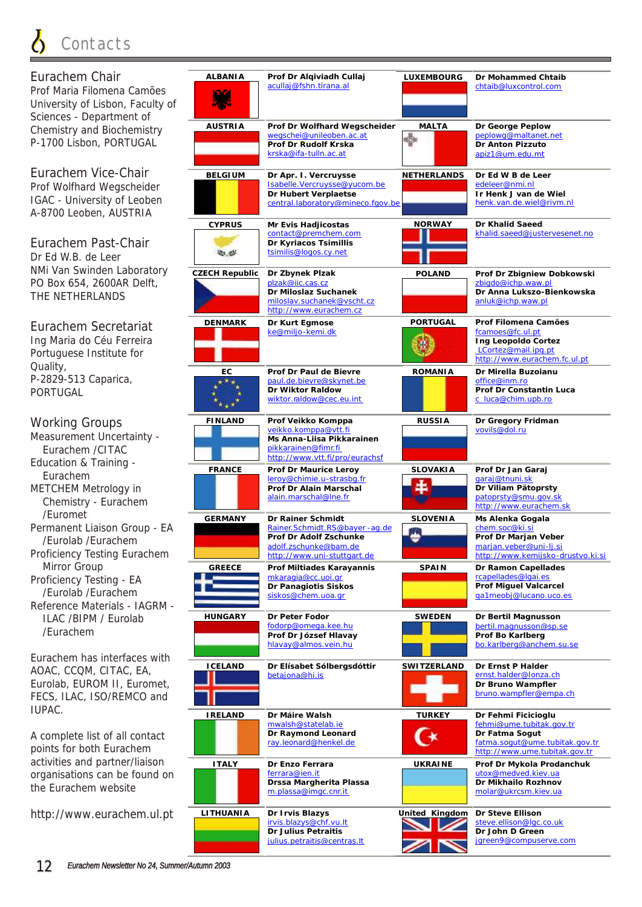# Contacts

## Eurachem Chair

Prof Maria Filomena Camões
University of Lisbon, Faculty of Sciences - Department of Chemistry and Biochemistry
P-1700 Lisbon, PORTUGAL

## Eurachem Vice-Chair

Prof Wolfhard Wegscheider
IGAC - University of Leoben
A-8700 Leoben, AUSTRIA

## Eurachem Past-Chair

Dr Ed W.B. de Leer
NMi Van Swinden Laboratory
PO Box 654, 2600AR Delft,
THE NETHERLANDS

## Eurachem Secretariat

Ing Maria do Céu Ferreira
Portuguese Institute for Quality,
P-2829-513 Caparica,
PORTUGAL

## Working Groups

- Measurement Uncertainty - Eurachem /CITAC
- Education & Training - Eurachem
- METCHEM Metrology in Chemistry - Eurachem /Euromet
- Permanent Liaison Group - EA /Eurolab /Eurachem
- Proficiency Testing Eurachem Mirror Group
- Proficiency Testing - EA /Eurolab /Eurachem
- Reference Materials - IAGRM - ILAC /BIPM / Eurolab /Eurachem

Eurachem has interfaces with AOAC, CCQM, CITAC, EA, Eurolab, EUROM II, Euromet, FECS, ILAC, ISO/REMCO and IUPAC.

A complete list of all contact points for both Eurachem activities and partner/liaison organisations can be found on the Eurachem website

http://www.eurachem.ul.pt

| | | | |
|---|---|---|---|
| ALBANIA | **Prof Dr Alqiviadh Cullaj**<br>acullaj@fshn.tirana.al | LUXEMBOURG | **Dr Mohammed Chtaib**<br>chtaib@luxcontrol.com |
| AUSTRIA | **Prof Dr Wolfhard Wegscheider**<br>wegschei@unileoben.ac.at<br>**Prof Dr Rudolf Krska**<br>krska@ifa-tulln.ac.at | MALTA | **Dr George Peplow**<br>peplowg@maltanet.net<br>**Dr Anton Pizzuto**<br>apiz1@um.edu.mt |
| BELGIUM | **Dr Apr. I. Vercruysse**<br>Isabelle.Vercruysse@yucom.be<br>**Dr Hubert Verplaetse**<br>central.laboratory@mineco.fgov.be | NETHERLANDS | **Dr Ed W B de Leer**<br>edeleer@nmi.nl<br>**Ir Henk J van de Wiel**<br>henk.van.de.wiel@rivm.nl |
| CYPRUS | **Mr Evis Hadjicostas**<br>contact@premchem.com<br>**Dr Kyriacos Tsimillis**<br>tsimilis@logos.cy.net | NORWAY | **Dr Khalid Saeed**<br>khalid.saeed@justervesenet.no |
| CZECH Republic | **Dr Zbynek Plzak**<br>plzak@iic.cas.cz<br>**Dr Miloslaz Suchanek**<br>miloslav.suchanek@vscht.cz<br>http://www.eurachem.cz | POLAND | **Prof Dr Zbigniew Dobkowski**<br>zbigdo@ichp.waw.pl<br>**Dr Anna Lukszo-Bienkowska**<br>anluk@ichp.waw.pl |
| DENMARK | **Dr Kurt Egmose**<br>ke@miljo-kemi.dk | PORTUGAL | **Prof Filomena Camões**<br>fcamoes@fc.ul.pt<br>**Ing Leopoldo Cortez**<br>LCortez@mail.ipq.pt<br>http://www.eurachem.fc.ul.pt |
| EC | **Prof Dr Paul de Bievre**<br>paul.de.bievre@skynet.be<br>**Dr Wiktor Raldow**<br>wiktor.raldow@cec.eu.int | ROMANIA | **Dr Mirella Buzoianu**<br>office@inm.ro<br>**Prof Dr Constantin Luca**<br>c_luca@chim.upb.ro |
| FINLAND | **Prof Veikko Komppa**<br>veikko.komppa@vtt.fi<br>**Ms Anna-Liisa Pikkarainen**<br>pikkarainen@fimr.fi<br>http://www.vtt.fi/pro/eurachsf | RUSSIA | **Dr Gregory Fridman**<br>vovils@dol.ru |
| FRANCE | **Prof Dr Maurice Leroy**<br>leroy@chimie.u-strasbg.fr<br>**Prof Dr Alain Marschal**<br>alain.marschal@lne.fr | SLOVAKIA | **Prof Dr Jan Garaj**<br>garaj@tnuni.sk<br>**Dr Viliam Pätoprsty**<br>patoprsty@smu.gov.sk<br>http://www.eurachem.sk |
| GERMANY | **Dr Rainer Schmidt**<br>Rainer.Schmidt.RS@bayer-ag.de<br>**Prof Dr Adolf Zschunke**<br>adolf.zschunke@bam.de<br>http://www.uni-stuttgart.de | SLOVENIA | **Ms Alenka Gogala**<br>chem.soc@ki.si<br>**Prof Dr Marjan Veber**<br>marjan.veber@uni-lj.si<br>http://www.kemijsko-drustvo.ki.si |
| GREECE | **Prof Miltiades Karayannis**<br>mkaragia@cc.uoi.gr<br>**Dr Panagiotis Siskos**<br>siskos@chem.uoa.gr | SPAIN | **Dr Ramon Capellades**<br>rcapellades@lgai.es<br>**Prof Miguel Valcarcel**<br>qa1meobj@lucano.uco.es |
| HUNGARY | **Dr Peter Fodor**<br>fodorp@omega.kee.hu<br>**Prof Dr József Hlavay**<br>hlavay@almos.vein.hu | SWEDEN | **Dr Bertil Magnusson**<br>bertil.magnusson@sp.se<br>**Prof Bo Karlberg**<br>bo.karlberg@anchem.su.se |
| ICELAND | **Dr Elísabet Sólbergsdóttir**<br>betajona@hi.is | SWITZERLAND | **Dr Ernst P Halder**<br>ernst.halder@lonza.ch<br>**Dr Bruno Wampfler**<br>bruno.wampfler@empa.ch |
| IRELAND | **Dr Máire Walsh**<br>mwalsh@statelab.ie<br>**Dr Raymond Leonard**<br>ray.leonard@henkel.de | TURKEY | **Dr Fehmi Ficicioglu**<br>fehmi@ume.tubitak.gov.tr<br>**Dr Fatma Sogut**<br>fatma.sogut@ume.tubitak.gov.tr<br>http://www.ume.tubitak.gov.tr |
| ITALY | **Dr Enzo Ferrara**<br>ferrara@ien.it<br>**Drssa Margherita Plassa**<br>m.plassa@imgc.cnr.it | UKRAINE | **Prof Dr Mykola Prodanchuk**<br>utox@medved.kiev.ua<br>**Dr Mikhailo Roznov**<br>molar@ukrcsm.kiev.ua |
| LITHUANIA | **Dr Irvis Blazys**<br>irvis.blazys@chf.vu.lt<br>**Dr Julius Petraitis**<br>julius.petraitis@centras.lt | United Kingdom | **Dr Steve Ellison**<br>steve.ellison@lgc.co.uk<br>**Dr John D Green**<br>jgreen9@compuserve.com |